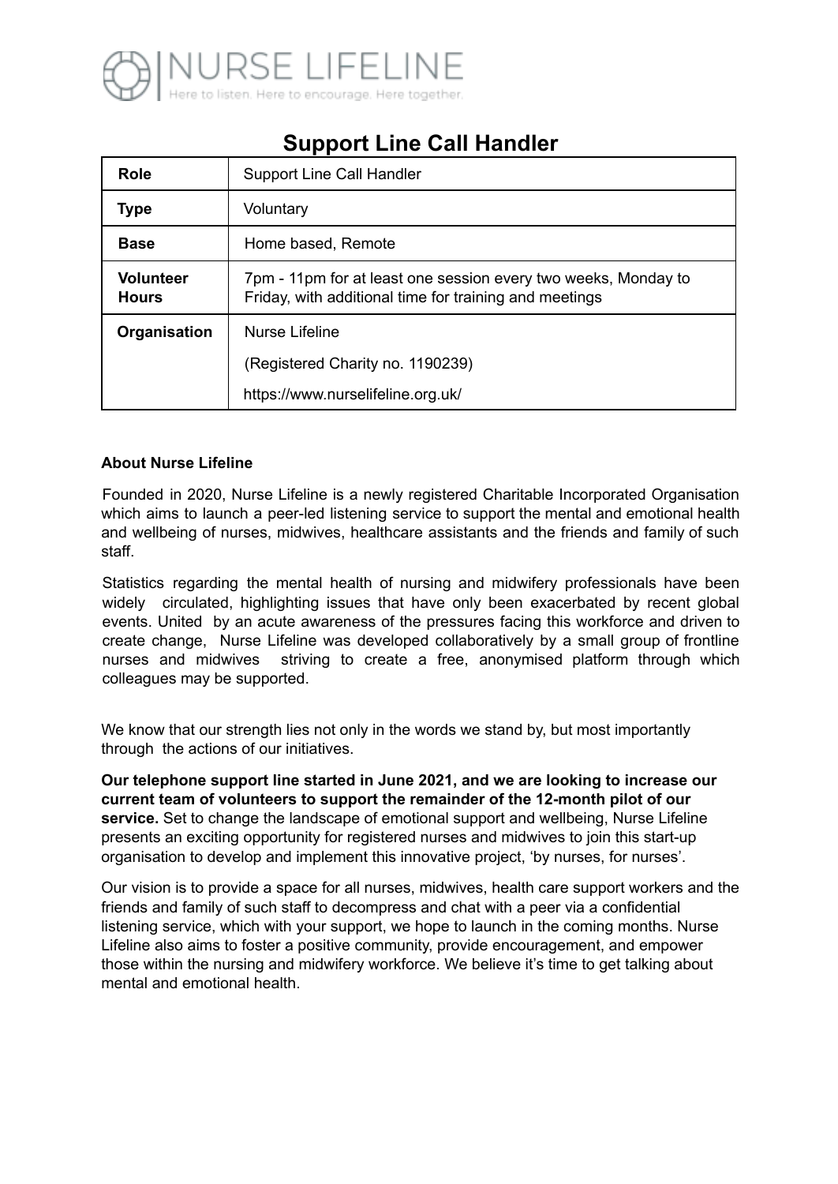NURSE LIFELINE

Here to listen. Here to encourage. Here together.

# Support Line Call Handler

| **Role** | Support Line Call Handler |
|---|---|
| **Type** | Voluntary |
| **Base** | Home based, Remote |
| **Volunteer Hours** | 7pm - 11pm for at least one session every two weeks, Monday to Friday, with additional time for training and meetings |
| **Organisation** | Nurse Lifeline<br>(Registered Charity no. 1190239)<br>https://www.nurselifeline.org.uk/ |

**About Nurse Lifeline**

Founded in 2020, Nurse Lifeline is a newly registered Charitable Incorporated Organisation which aims to launch a peer-led listening service to support the mental and emotional health and wellbeing of nurses, midwives, healthcare assistants and the friends and family of such staff.

Statistics regarding the mental health of nursing and midwifery professionals have been widely circulated, highlighting issues that have only been exacerbated by recent global events. United by an acute awareness of the pressures facing this workforce and driven to create change, Nurse Lifeline was developed collaboratively by a small group of frontline nurses and midwives striving to create a free, anonymised platform through which colleagues may be supported.

We know that our strength lies not only in the words we stand by, but most importantly through the actions of our initiatives.

**Our telephone support line started in June 2021, and we are looking to increase our current team of volunteers to support the remainder of the 12-month pilot of our service.** Set to change the landscape of emotional support and wellbeing, Nurse Lifeline presents an exciting opportunity for registered nurses and midwives to join this start-up organisation to develop and implement this innovative project, 'by nurses, for nurses'.

Our vision is to provide a space for all nurses, midwives, health care support workers and the friends and family of such staff to decompress and chat with a peer via a confidential listening service, which with your support, we hope to launch in the coming months. Nurse Lifeline also aims to foster a positive community, provide encouragement, and empower those within the nursing and midwifery workforce. We believe it's time to get talking about mental and emotional health.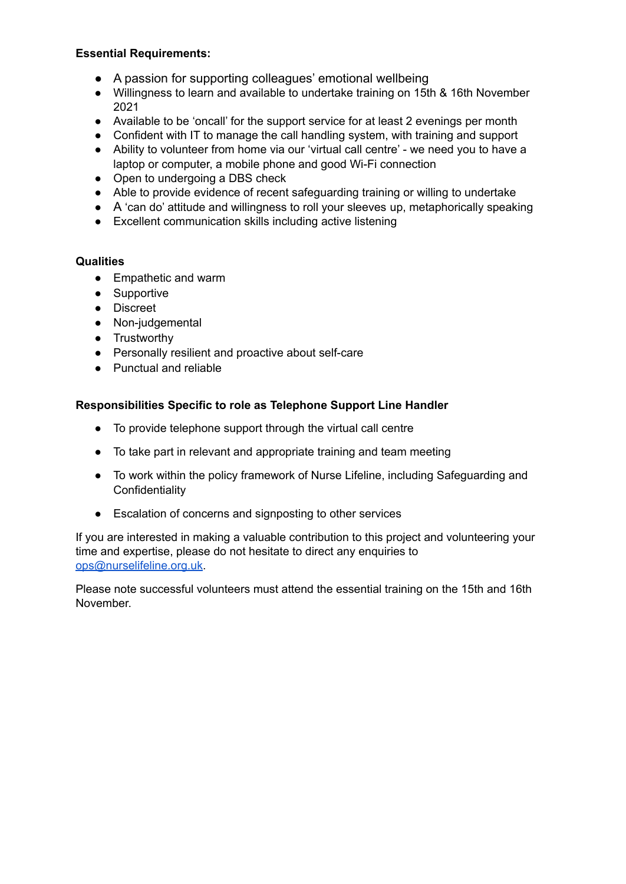**Essential Requirements:**

- A passion for supporting colleagues' emotional wellbeing
- Willingness to learn and available to undertake training on 15th & 16th November 2021
- Available to be 'oncall' for the support service for at least 2 evenings per month
- Confident with IT to manage the call handling system, with training and support
- Ability to volunteer from home via our 'virtual call centre' - we need you to have a laptop or computer, a mobile phone and good Wi-Fi connection
- Open to undergoing a DBS check
- Able to provide evidence of recent safeguarding training or willing to undertake
- A 'can do' attitude and willingness to roll your sleeves up, metaphorically speaking
- Excellent communication skills including active listening

**Qualities**

- Empathetic and warm
- Supportive
- Discreet
- Non-judgemental
- Trustworthy
- Personally resilient and proactive about self-care
- Punctual and reliable

**Responsibilities Specific to role as Telephone Support Line Handler**

- To provide telephone support through the virtual call centre
- To take part in relevant and appropriate training and team meeting
- To work within the policy framework of Nurse Lifeline, including Safeguarding and Confidentiality
- Escalation of concerns and signposting to other services

If you are interested in making a valuable contribution to this project and volunteering your time and expertise, please do not hesitate to direct any enquiries to ops@nurselifeline.org.uk.

Please note successful volunteers must attend the essential training on the 15th and 16th November.